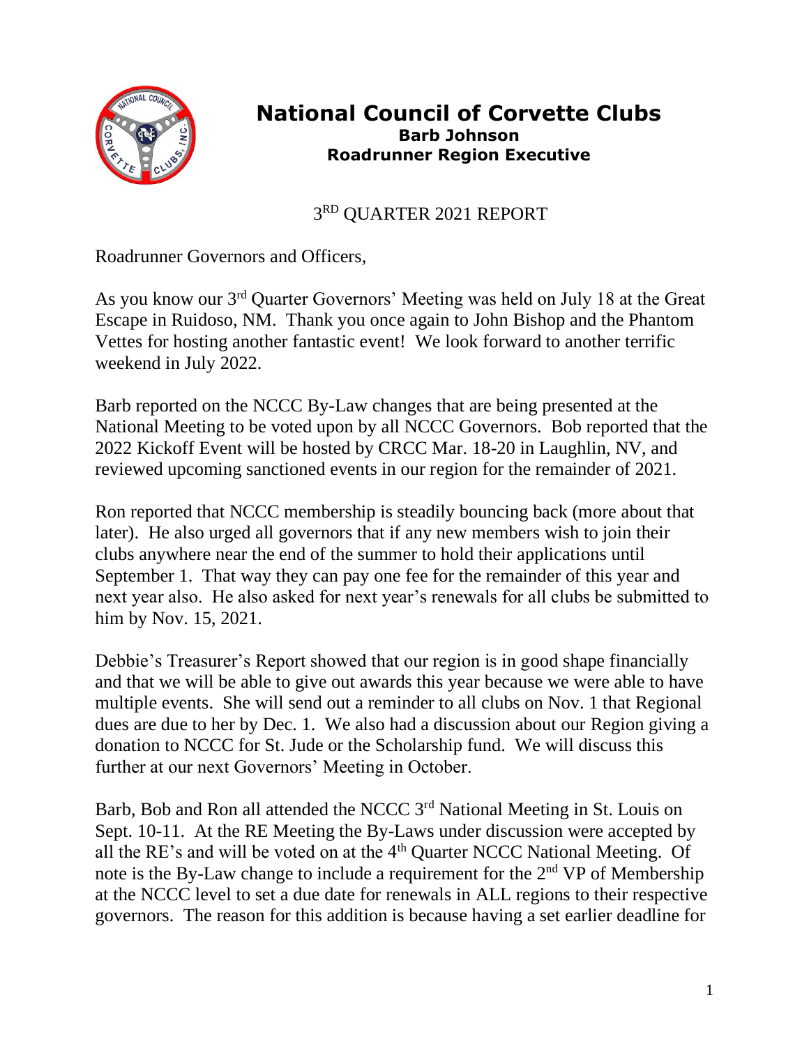# National Council of Corvette Clubs

**Barb Johnson**
**Roadrunner Region Executive**

3RD QUARTER 2021 REPORT

Roadrunner Governors and Officers,

As you know our 3rd Quarter Governors' Meeting was held on July 18 at the Great Escape in Ruidoso, NM. Thank you once again to John Bishop and the Phantom Vettes for hosting another fantastic event! We look forward to another terrific weekend in July 2022.

Barb reported on the NCCC By-Law changes that are being presented at the National Meeting to be voted upon by all NCCC Governors. Bob reported that the 2022 Kickoff Event will be hosted by CRCC Mar. 18-20 in Laughlin, NV, and reviewed upcoming sanctioned events in our region for the remainder of 2021.

Ron reported that NCCC membership is steadily bouncing back (more about that later). He also urged all governors that if any new members wish to join their clubs anywhere near the end of the summer to hold their applications until September 1. That way they can pay one fee for the remainder of this year and next year also. He also asked for next year's renewals for all clubs be submitted to him by Nov. 15, 2021.

Debbie's Treasurer's Report showed that our region is in good shape financially and that we will be able to give out awards this year because we were able to have multiple events. She will send out a reminder to all clubs on Nov. 1 that Regional dues are due to her by Dec. 1. We also had a discussion about our Region giving a donation to NCCC for St. Jude or the Scholarship fund. We will discuss this further at our next Governors' Meeting in October.

Barb, Bob and Ron all attended the NCCC 3rd National Meeting in St. Louis on Sept. 10-11. At the RE Meeting the By-Laws under discussion were accepted by all the RE's and will be voted on at the 4th Quarter NCCC National Meeting. Of note is the By-Law change to include a requirement for the 2nd VP of Membership at the NCCC level to set a due date for renewals in ALL regions to their respective governors. The reason for this addition is because having a set earlier deadline for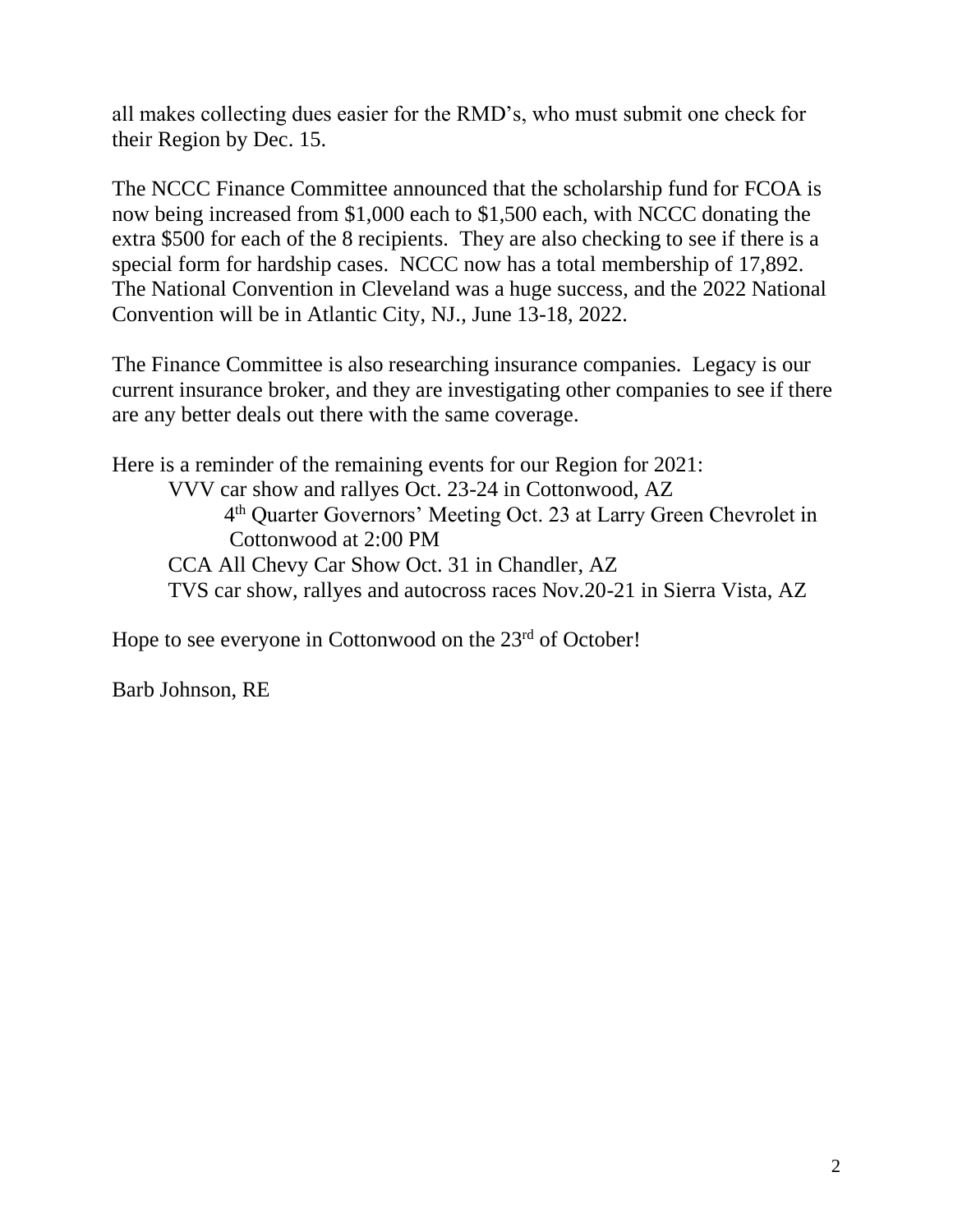all makes collecting dues easier for the RMD's, who must submit one check for their Region by Dec. 15.

The NCCC Finance Committee announced that the scholarship fund for FCOA is now being increased from $1,000 each to $1,500 each, with NCCC donating the extra $500 for each of the 8 recipients. They are also checking to see if there is a special form for hardship cases. NCCC now has a total membership of 17,892. The National Convention in Cleveland was a huge success, and the 2022 National Convention will be in Atlantic City, NJ., June 13-18, 2022.

The Finance Committee is also researching insurance companies. Legacy is our current insurance broker, and they are investigating other companies to see if there are any better deals out there with the same coverage.

Here is a reminder of the remaining events for our Region for 2021:

- VVV car show and rallyes Oct. 23-24 in Cottonwood, AZ
  - 4th Quarter Governors' Meeting Oct. 23 at Larry Green Chevrolet in Cottonwood at 2:00 PM
- CCA All Chevy Car Show Oct. 31 in Chandler, AZ
- TVS car show, rallyes and autocross races Nov.20-21 in Sierra Vista, AZ

Hope to see everyone in Cottonwood on the 23rd of October!

Barb Johnson, RE